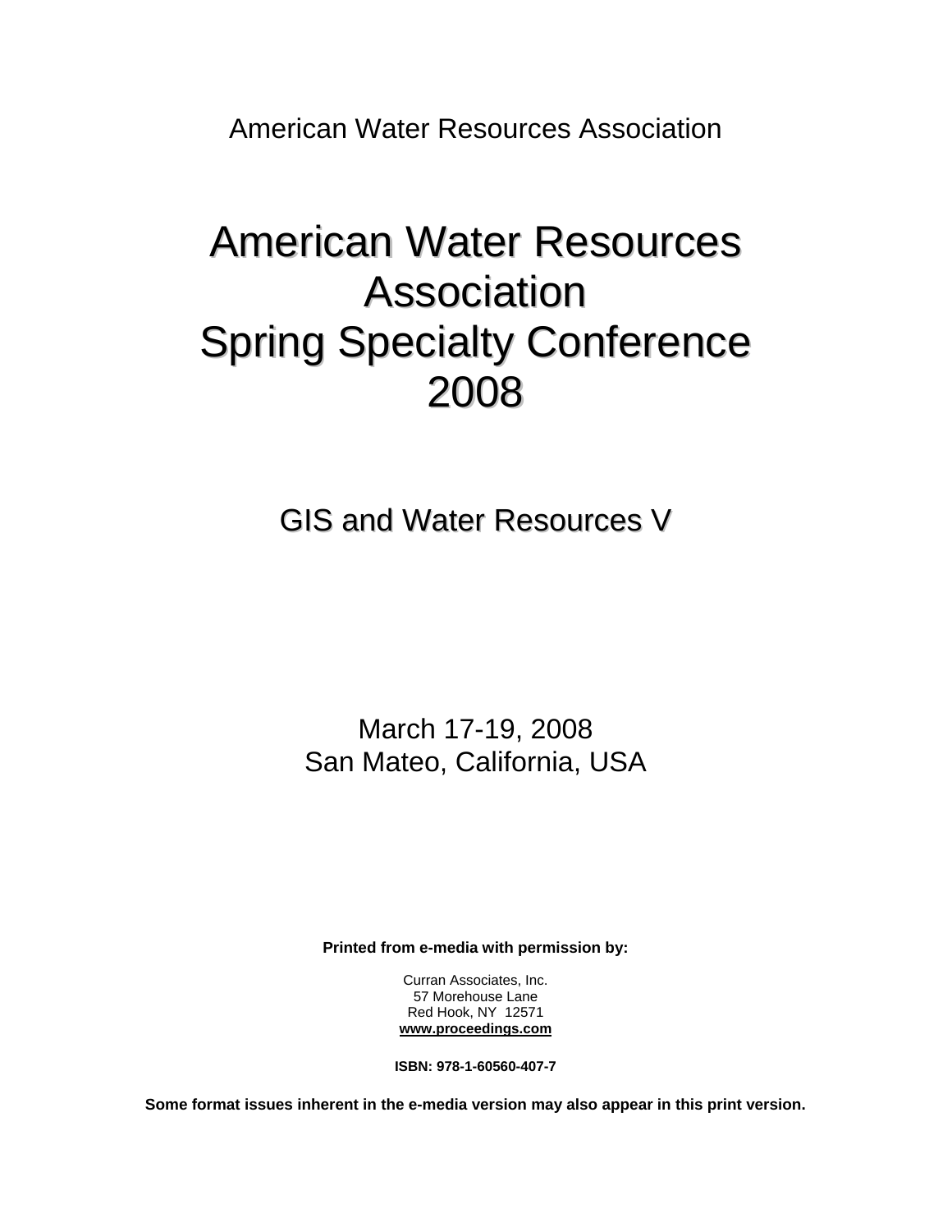American Water Resources Association

# American Water Resources Association Spring Specialty Conference 2008

## GIS and Water Resources V

March 17-19, 2008
San Mateo, California, USA

**Printed from e-media with permission by:**

Curran Associates, Inc.
57 Morehouse Lane
Red Hook, NY 12571
**www.proceedings.com**

**ISBN: 978-1-60560-407-7**

**Some format issues inherent in the e-media version may also appear in this print version.**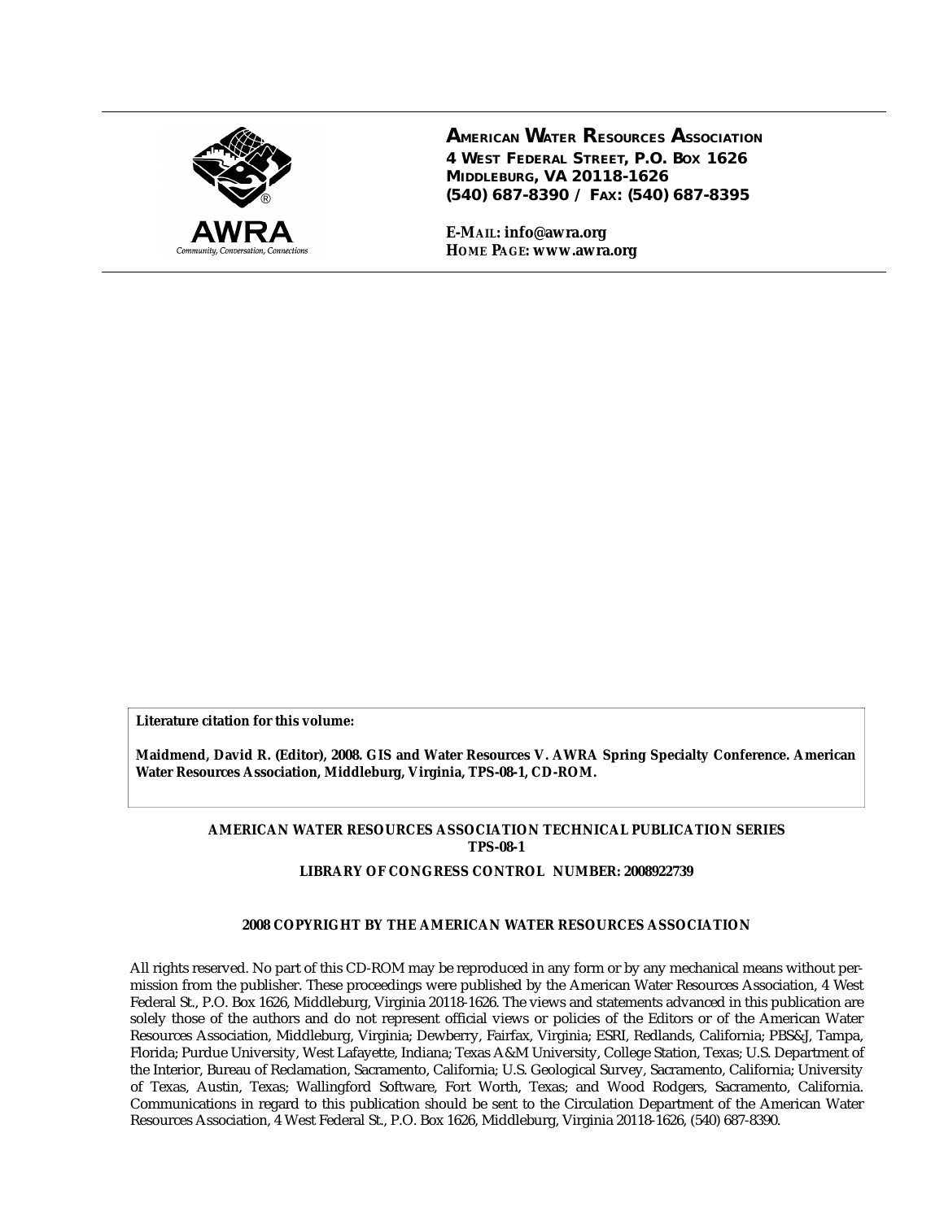**AMERICAN WATER RESOURCES ASSOCIATION**
**4 WEST FEDERAL STREET, P.O. BOX 1626**
**MIDDLEBURG, VA 20118-1626**
**(540) 687-8390 / FAX: (540) 687-8395**

**E-MAIL: info@awra.org**
**HOME PAGE: www.awra.org**

AWRA
*Community, Conversation, Connections*

**Literature citation for this volume:**

**Maidmend, David R. (Editor), 2008. GIS and Water Resources V. AWRA Spring Specialty Conference. American Water Resources Association, Middleburg, Virginia, TPS-08-1, CD-ROM.**

**AMERICAN WATER RESOURCES ASSOCIATION TECHNICAL PUBLICATION SERIES**
**TPS-08-1**

**LIBRARY OF CONGRESS CONTROL NUMBER: 2008922739**

**2008 COPYRIGHT BY THE AMERICAN WATER RESOURCES ASSOCIATION**

All rights reserved. No part of this CD-ROM may be reproduced in any form or by any mechanical means without permission from the publisher. These proceedings were published by the American Water Resources Association, 4 West Federal St., P.O. Box 1626, Middleburg, Virginia 20118-1626. The views and statements advanced in this publication are solely those of the authors and do not represent official views or policies of the Editors or of the American Water Resources Association, Middleburg, Virginia; Dewberry, Fairfax, Virginia; ESRI, Redlands, California; PBS&J, Tampa, Florida; Purdue University, West Lafayette, Indiana; Texas A&M University, College Station, Texas; U.S. Department of the Interior, Bureau of Reclamation, Sacramento, California; U.S. Geological Survey, Sacramento, California; University of Texas, Austin, Texas; Wallingford Software, Fort Worth, Texas; and Wood Rodgers, Sacramento, California. Communications in regard to this publication should be sent to the Circulation Department of the American Water Resources Association, 4 West Federal St., P.O. Box 1626, Middleburg, Virginia 20118-1626, (540) 687-8390.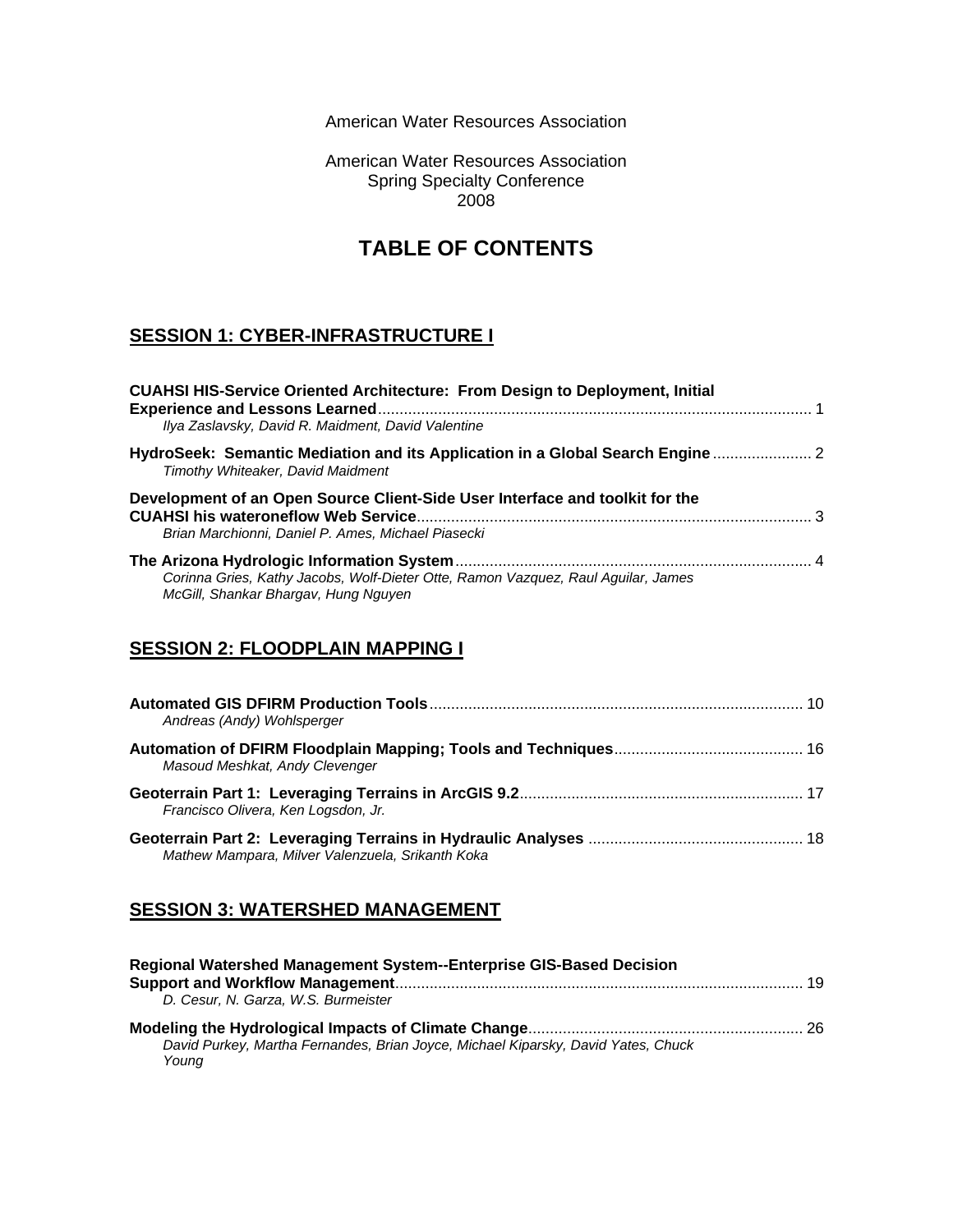American Water Resources Association

American Water Resources Association
Spring Specialty Conference
2008

# TABLE OF CONTENTS

## SESSION 1: CYBER-INFRASTRUCTURE I

**CUAHSI HIS-Service Oriented Architecture: From Design to Deployment, Initial Experience and Lessons Learned** ........ 1
*Ilya Zaslavsky, David R. Maidment, David Valentine*

**HydroSeek: Semantic Mediation and its Application in a Global Search Engine** ........ 2
*Timothy Whiteaker, David Maidment*

**Development of an Open Source Client-Side User Interface and toolkit for the CUAHSI his wateroneflow Web Service** ........ 3
*Brian Marchionni, Daniel P. Ames, Michael Piasecki*

**The Arizona Hydrologic Information System** ........ 4
*Corinna Gries, Kathy Jacobs, Wolf-Dieter Otte, Ramon Vazquez, Raul Aguilar, James McGill, Shankar Bhargav, Hung Nguyen*

## SESSION 2: FLOODPLAIN MAPPING I

**Automated GIS DFIRM Production Tools** ........ 10
*Andreas (Andy) Wohlsperger*

**Automation of DFIRM Floodplain Mapping; Tools and Techniques** ........ 16
*Masoud Meshkat, Andy Clevenger*

**Geoterrain Part 1: Leveraging Terrains in ArcGIS 9.2** ........ 17
*Francisco Olivera, Ken Logsdon, Jr.*

**Geoterrain Part 2: Leveraging Terrains in Hydraulic Analyses** ........ 18
*Mathew Mampara, Milver Valenzuela, Srikanth Koka*

## SESSION 3: WATERSHED MANAGEMENT

**Regional Watershed Management System--Enterprise GIS-Based Decision Support and Workflow Management** ........ 19
*D. Cesur, N. Garza, W.S. Burmeister*

**Modeling the Hydrological Impacts of Climate Change** ........ 26
*David Purkey, Martha Fernandes, Brian Joyce, Michael Kiparsky, David Yates, Chuck Young*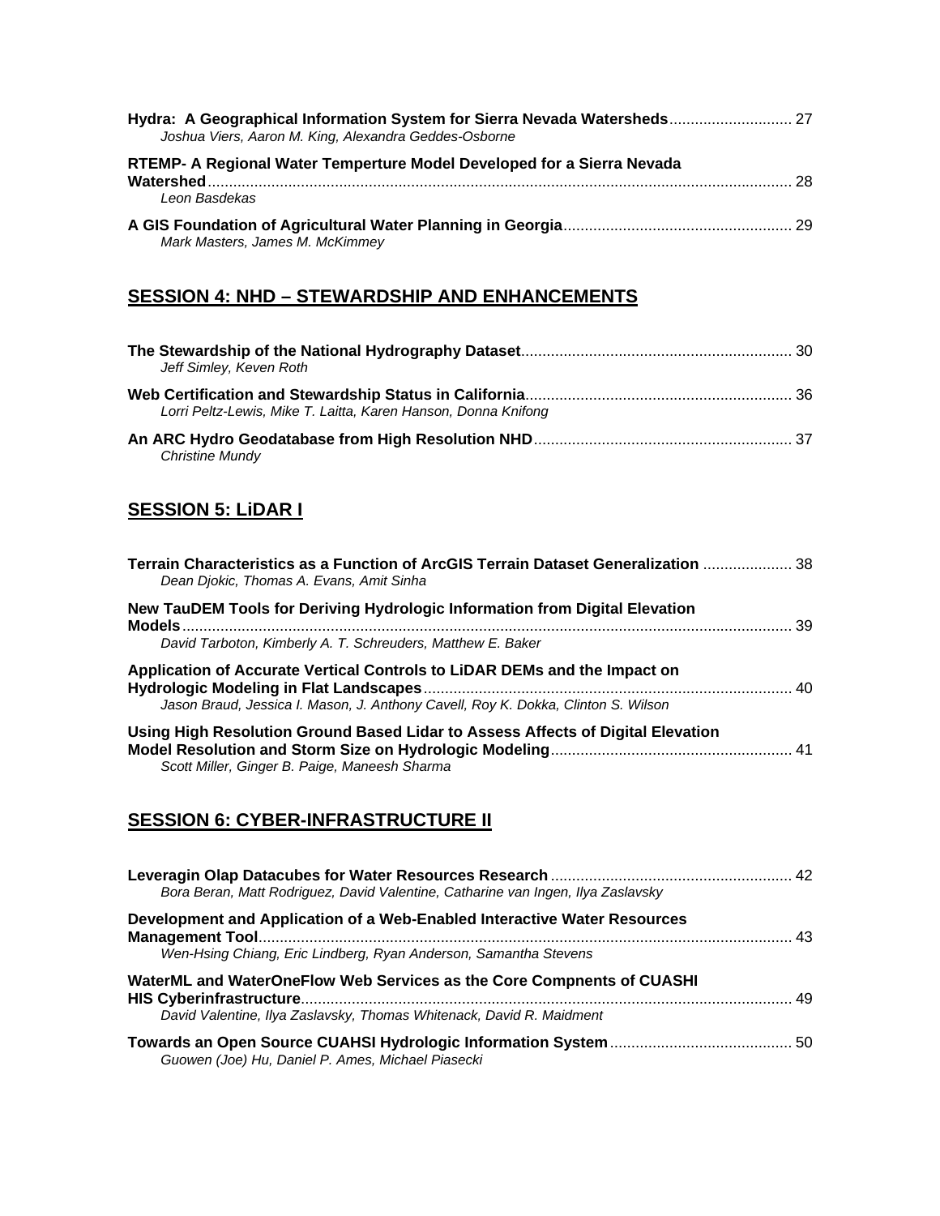**Hydra: A Geographical Information System for Sierra Nevada Watersheds** ............................ 27
*Joshua Viers, Aaron M. King, Alexandra Geddes-Osborne*

**RTEMP- A Regional Water Temperture Model Developed for a Sierra Nevada Watershed** ........................................................................................................................ 28
*Leon Basdekas*

**A GIS Foundation of Agricultural Water Planning in Georgia** ..................................................... 29
*Mark Masters, James M. McKimmey*

## SESSION 4: NHD – STEWARDSHIP AND ENHANCEMENTS

**The Stewardship of the National Hydrography Dataset** ............................................................... 30
*Jeff Simley, Keven Roth*

**Web Certification and Stewardship Status in California** .............................................................. 36
*Lorri Peltz-Lewis, Mike T. Laitta, Karen Hanson, Donna Knifong*

**An ARC Hydro Geodatabase from High Resolution NHD** ............................................................ 37
*Christine Mundy*

## SESSION 5: LiDAR I

**Terrain Characteristics as a Function of ArcGIS Terrain Dataset Generalization** ..................... 38
*Dean Djokic, Thomas A. Evans, Amit Sinha*

**New TauDEM Tools for Deriving Hydrologic Information from Digital Elevation Models** ............................................................................................................................... 39
*David Tarboton, Kimberly A. T. Schreuders, Matthew E. Baker*

**Application of Accurate Vertical Controls to LiDAR DEMs and the Impact on Hydrologic Modeling in Flat Landscapes** ...................................................................................... 40
*Jason Braud, Jessica I. Mason, J. Anthony Cavell, Roy K. Dokka, Clinton S. Wilson*

**Using High Resolution Ground Based Lidar to Assess Affects of Digital Elevation Model Resolution and Storm Size on Hydrologic Modeling** ........................................................ 41
*Scott Miller, Ginger B. Paige, Maneesh Sharma*

## SESSION 6: CYBER-INFRASTRUCTURE II

**Leveragin Olap Datacubes for Water Resources Research** ......................................................... 42
*Bora Beran, Matt Rodriguez, David Valentine, Catharine van Ingen, Ilya Zaslavsky*

**Development and Application of a Web-Enabled Interactive Water Resources Management Tool** ............................................................................................................................. 43
*Wen-Hsing Chiang, Eric Lindberg, Ryan Anderson, Samantha Stevens*

**WaterML and WaterOneFlow Web Services as the Core Compnents of CUASHI HIS Cyberinfrastructure** ................................................................................................................... 49
*David Valentine, Ilya Zaslavsky, Thomas Whitenack, David R. Maidment*

**Towards an Open Source CUAHSI Hydrologic Information System** ........................................... 50
*Guowen (Joe) Hu, Daniel P. Ames, Michael Piasecki*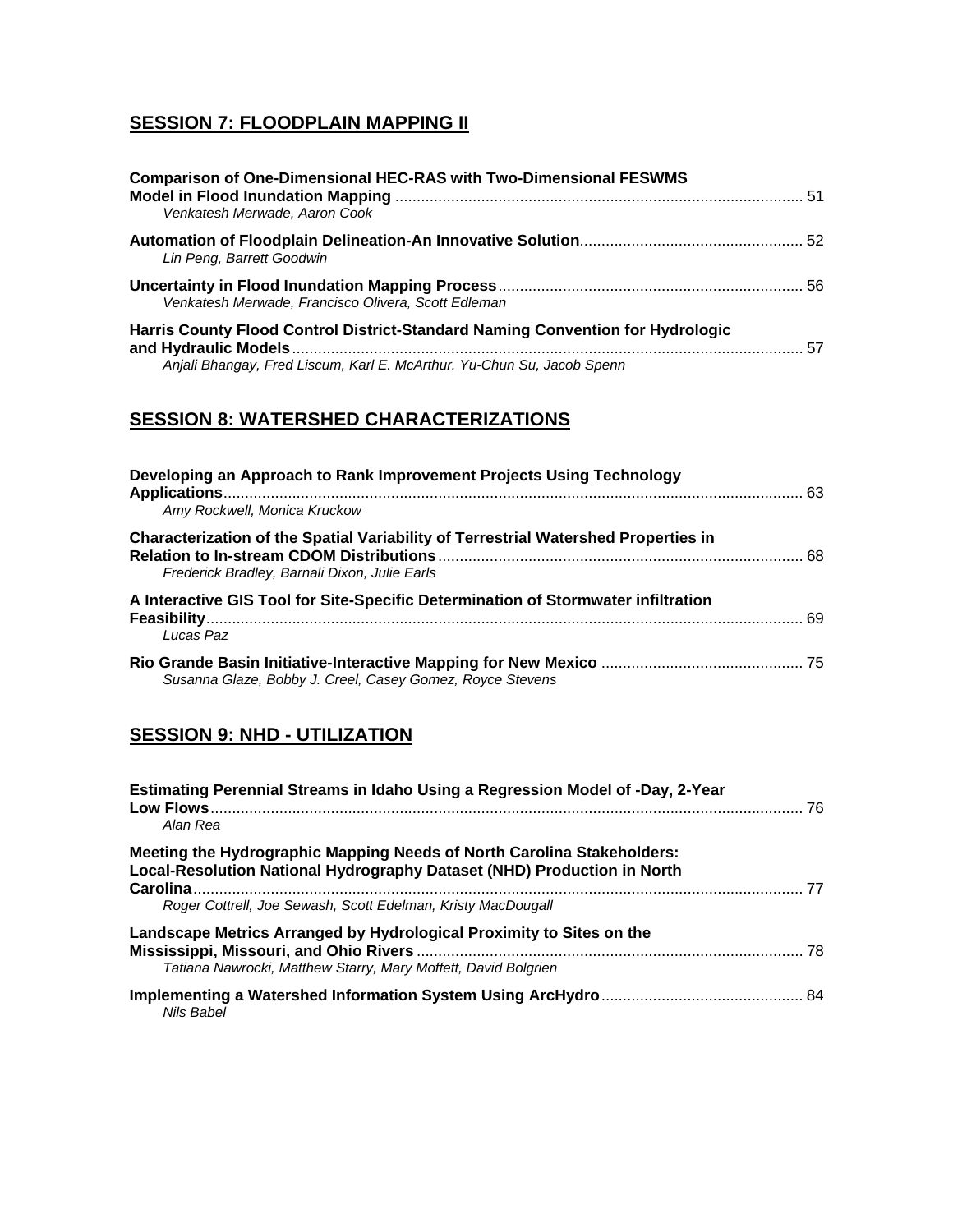## SESSION 7: FLOODPLAIN MAPPING II

**Comparison of One-Dimensional HEC-RAS with Two-Dimensional FESWMS Model in Flood Inundation Mapping** ............................................................ 51
*Venkatesh Merwade, Aaron Cook*

**Automation of Floodplain Delineation-An Innovative Solution**.................................................. 52
*Lin Peng, Barrett Goodwin*

**Uncertainty in Flood Inundation Mapping Process**...................................................................... 56
*Venkatesh Merwade, Francisco Olivera, Scott Edleman*

**Harris County Flood Control District-Standard Naming Convention for Hydrologic and Hydraulic Models**...................................................................................................................... 57
*Anjali Bhangay, Fred Liscum, Karl E. McArthur. Yu-Chun Su, Jacob Spenn*

## SESSION 8: WATERSHED CHARACTERIZATIONS

**Developing an Approach to Rank Improvement Projects Using Technology Applications**...................................................................................................................... 63
*Amy Rockwell, Monica Kruckow*

**Characterization of the Spatial Variability of Terrestrial Watershed Properties in Relation to In-stream CDOM Distributions**.................................................................................... 68
*Frederick Bradley, Barnali Dixon, Julie Earls*

**A Interactive GIS Tool for Site-Specific Determination of Stormwater infiltration Feasibility**........................................................................................................................... 69
*Lucas Paz*

**Rio Grande Basin Initiative-Interactive Mapping for New Mexico** .............................................. 75
*Susanna Glaze, Bobby J. Creel, Casey Gomez, Royce Stevens*

## SESSION 9: NHD - UTILIZATION

**Estimating Perennial Streams in Idaho Using a Regression Model of -Day, 2-Year Low Flows**.......................................................................................................................... 76
*Alan Rea*

**Meeting the Hydrographic Mapping Needs of North Carolina Stakeholders: Local-Resolution National Hydrography Dataset (NHD) Production in North Carolina**.............................................................................................................................. 77
*Roger Cottrell, Joe Sewash, Scott Edelman, Kristy MacDougall*

**Landscape Metrics Arranged by Hydrological Proximity to Sites on the Mississippi, Missouri, and Ohio Rivers** .......................................................................................... 78
*Tatiana Nawrocki, Matthew Starry, Mary Moffett, David Bolgrien*

**Implementing a Watershed Information System Using ArcHydro**............................................... 84
*Nils Babel*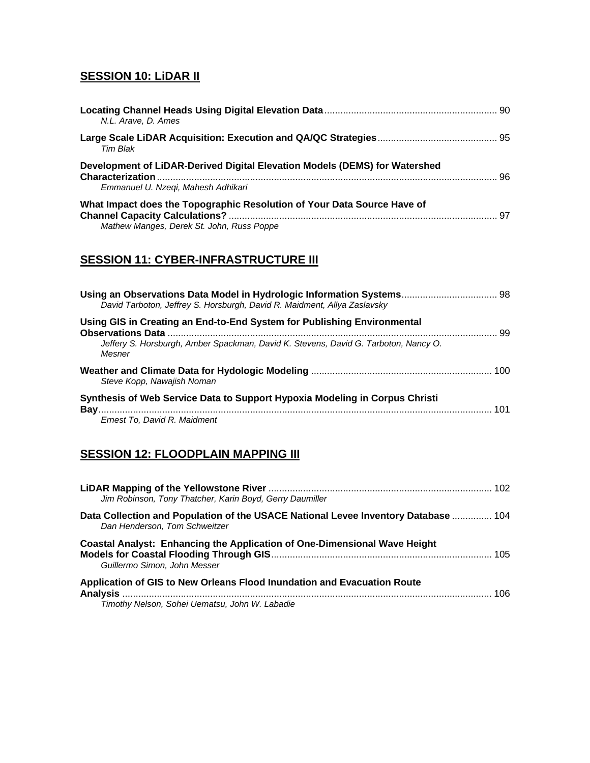## SESSION 10: LiDAR II

**Locating Channel Heads Using Digital Elevation Data** ................................................................ 90
*N.L. Arave, D. Ames*

**Large Scale LiDAR Acquisition: Execution and QA/QC Strategies** ............................................ 95
*Tim Blak*

**Development of LiDAR-Derived Digital Elevation Models (DEMS) for Watershed Characterization** .............................................................................................................................. 96
*Emmanuel U. Nzeqi, Mahesh Adhikari*

**What Impact does the Topographic Resolution of Your Data Source Have of Channel Capacity Calculations?** .................................................................................................... 97
*Mathew Manges, Derek St. John, Russ Poppe*

## SESSION 11: CYBER-INFRASTRUCTURE III

**Using an Observations Data Model in Hydrologic Information Systems** .................................... 98
*David Tarboton, Jeffrey S. Horsburgh, David R. Maidment, Allya Zaslavsky*

**Using GIS in Creating an End-to-End System for Publishing Environmental Observations Data** ........................................................................................................................... 99
*Jeffery S. Horsburgh, Amber Spackman, David K. Stevens, David G. Tarboton, Nancy O. Mesner*

**Weather and Climate Data for Hydologic Modeling** ................................................................... 100
*Steve Kopp, Nawajish Noman*

**Synthesis of Web Service Data to Support Hypoxia Modeling in Corpus Christi Bay** .................................................................................................................................................. 101
*Ernest To, David R. Maidment*

## SESSION 12: FLOODPLAIN MAPPING III

**LiDAR Mapping of the Yellowstone River** ................................................................................... 102
*Jim Robinson, Tony Thatcher, Karin Boyd, Gerry Daumiller*

**Data Collection and Population of the USACE National Levee Inventory Database** ............... 104
*Dan Henderson, Tom Schweitzer*

**Coastal Analyst: Enhancing the Application of One-Dimensional Wave Height Models for Coastal Flooding Through GIS** .................................................................................. 105
*Guillermo Simon, John Messer*

**Application of GIS to New Orleans Flood Inundation and Evacuation Route Analysis** ......................................................................................................................................... 106
*Timothy Nelson, Sohei Uematsu, John W. Labadie*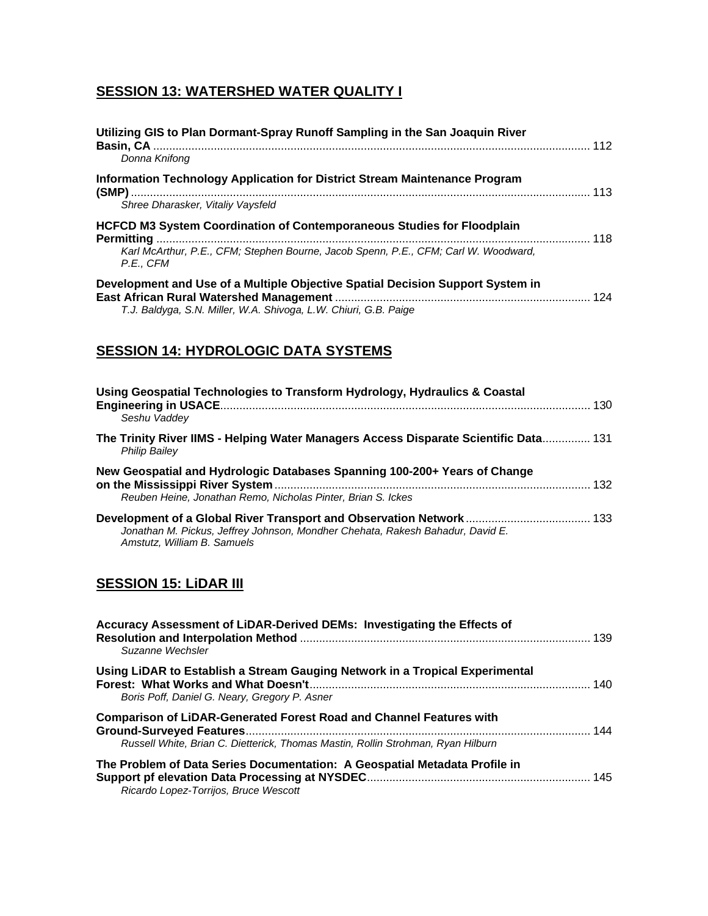## SESSION 13: WATERSHED WATER QUALITY I

**Utilizing GIS to Plan Dormant-Spray Runoff Sampling in the San Joaquin River Basin, CA** ........ 112
*Donna Knifong*

**Information Technology Application for District Stream Maintenance Program (SMP)** ........ 113
*Shree Dharasker, Vitaliy Vaysfeld*

**HCFCD M3 System Coordination of Contemporaneous Studies for Floodplain Permitting** ........ 118
*Karl McArthur, P.E., CFM; Stephen Bourne, Jacob Spenn, P.E., CFM; Carl W. Woodward, P.E., CFM*

**Development and Use of a Multiple Objective Spatial Decision Support System in East African Rural Watershed Management** ........ 124
*T.J. Baldyga, S.N. Miller, W.A. Shivoga, L.W. Chiuri, G.B. Paige*

## SESSION 14: HYDROLOGIC DATA SYSTEMS

**Using Geospatial Technologies to Transform Hydrology, Hydraulics & Coastal Engineering in USACE** ........ 130
*Seshu Vaddey*

**The Trinity River IIMS - Helping Water Managers Access Disparate Scientific Data** ........ 131
*Philip Bailey*

**New Geospatial and Hydrologic Databases Spanning 100-200+ Years of Change on the Mississippi River System** ........ 132
*Reuben Heine, Jonathan Remo, Nicholas Pinter, Brian S. Ickes*

**Development of a Global River Transport and Observation Network** ........ 133
*Jonathan M. Pickus, Jeffrey Johnson, Mondher Chehata, Rakesh Bahadur, David E. Amstutz, William B. Samuels*

## SESSION 15: LiDAR III

**Accuracy Assessment of LiDAR-Derived DEMs: Investigating the Effects of Resolution and Interpolation Method** ........ 139
*Suzanne Wechsler*

**Using LiDAR to Establish a Stream Gauging Network in a Tropical Experimental Forest: What Works and What Doesn't** ........ 140
*Boris Poff, Daniel G. Neary, Gregory P. Asner*

**Comparison of LiDAR-Generated Forest Road and Channel Features with Ground-Surveyed Features** ........ 144
*Russell White, Brian C. Dietterick, Thomas Mastin, Rollin Strohman, Ryan Hilburn*

**The Problem of Data Series Documentation: A Geospatial Metadata Profile in Support pf elevation Data Processing at NYSDEC** ........ 145
*Ricardo Lopez-Torrijos, Bruce Wescott*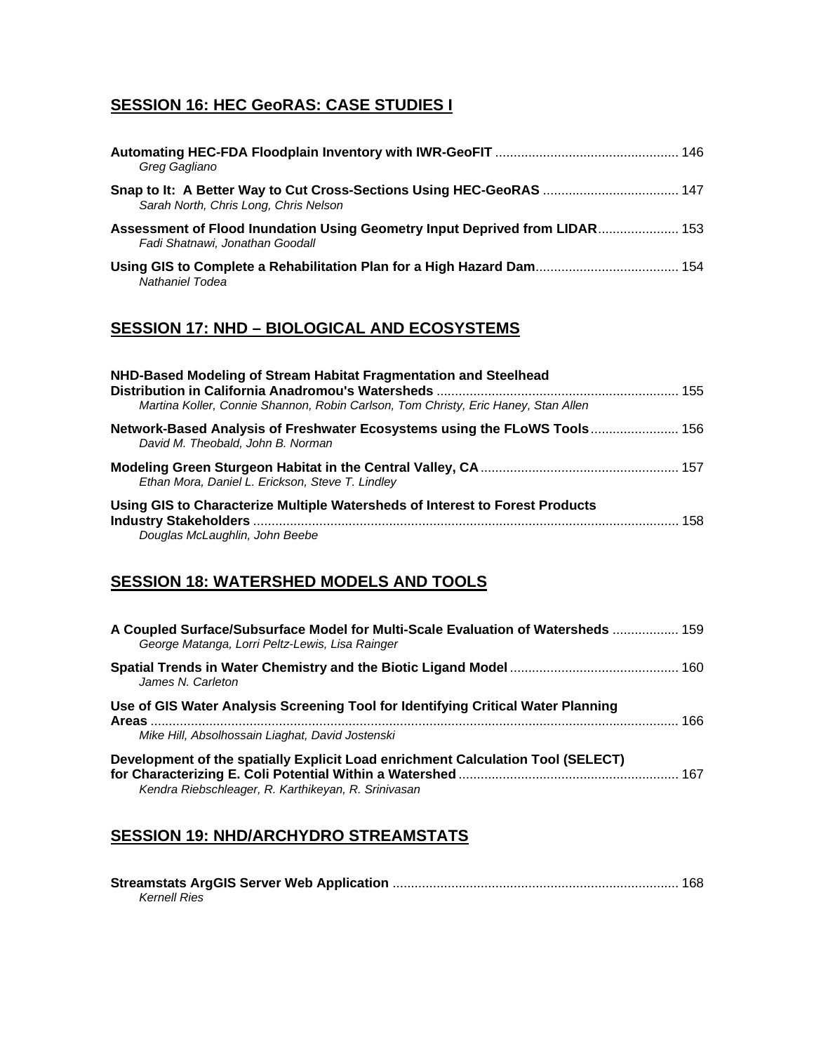## SESSION 16: HEC GeoRAS: CASE STUDIES I

**Automating HEC-FDA Floodplain Inventory with IWR-GeoFIT** .................................................. 146
*Greg Gagliano*

**Snap to It: A Better Way to Cut Cross-Sections Using HEC-GeoRAS** ..................................... 147
*Sarah North, Chris Long, Chris Nelson*

**Assessment of Flood Inundation Using Geometry Input Deprived from LIDAR**...................... 153
*Fadi Shatnawi, Jonathan Goodall*

**Using GIS to Complete a Rehabilitation Plan for a High Hazard Dam**....................................... 154
*Nathaniel Todea*

## SESSION 17: NHD – BIOLOGICAL AND ECOSYSTEMS

**NHD-Based Modeling of Stream Habitat Fragmentation and Steelhead Distribution in California Anadromou's Watersheds** ................................................................. 155
*Martina Koller, Connie Shannon, Robin Carlson, Tom Christy, Eric Haney, Stan Allen*

**Network-Based Analysis of Freshwater Ecosystems using the FLoWS Tools**........................ 156
*David M. Theobald, John B. Norman*

**Modeling Green Sturgeon Habitat in the Central Valley, CA**...................................................... 157
*Ethan Mora, Daniel L. Erickson, Steve T. Lindley*

**Using GIS to Characterize Multiple Watersheds of Interest to Forest Products Industry Stakeholders** .................................................................................................................. 158
*Douglas McLaughlin, John Beebe*

## SESSION 18: WATERSHED MODELS AND TOOLS

**A Coupled Surface/Subsurface Model for Multi-Scale Evaluation of Watersheds** .................. 159
*George Matanga, Lorri Peltz-Lewis, Lisa Rainger*

**Spatial Trends in Water Chemistry and the Biotic Ligand Model** ............................................. 160
*James N. Carleton*

**Use of GIS Water Analysis Screening Tool for Identifying Critical Water Planning Areas** ............................................................................................................................................... 166
*Mike Hill, Absolhossain Liaghat, David Jostenski*

**Development of the spatially Explicit Load enrichment Calculation Tool (SELECT) for Characterizing E. Coli Potential Within a Watershed** ........................................................... 167
*Kendra Riebschleager, R. Karthikeyan, R. Srinivasan*

## SESSION 19: NHD/ARCHYDRO STREAMSTATS

**Streamstats ArgGIS Server Web Application** ............................................................................. 168
*Kernell Ries*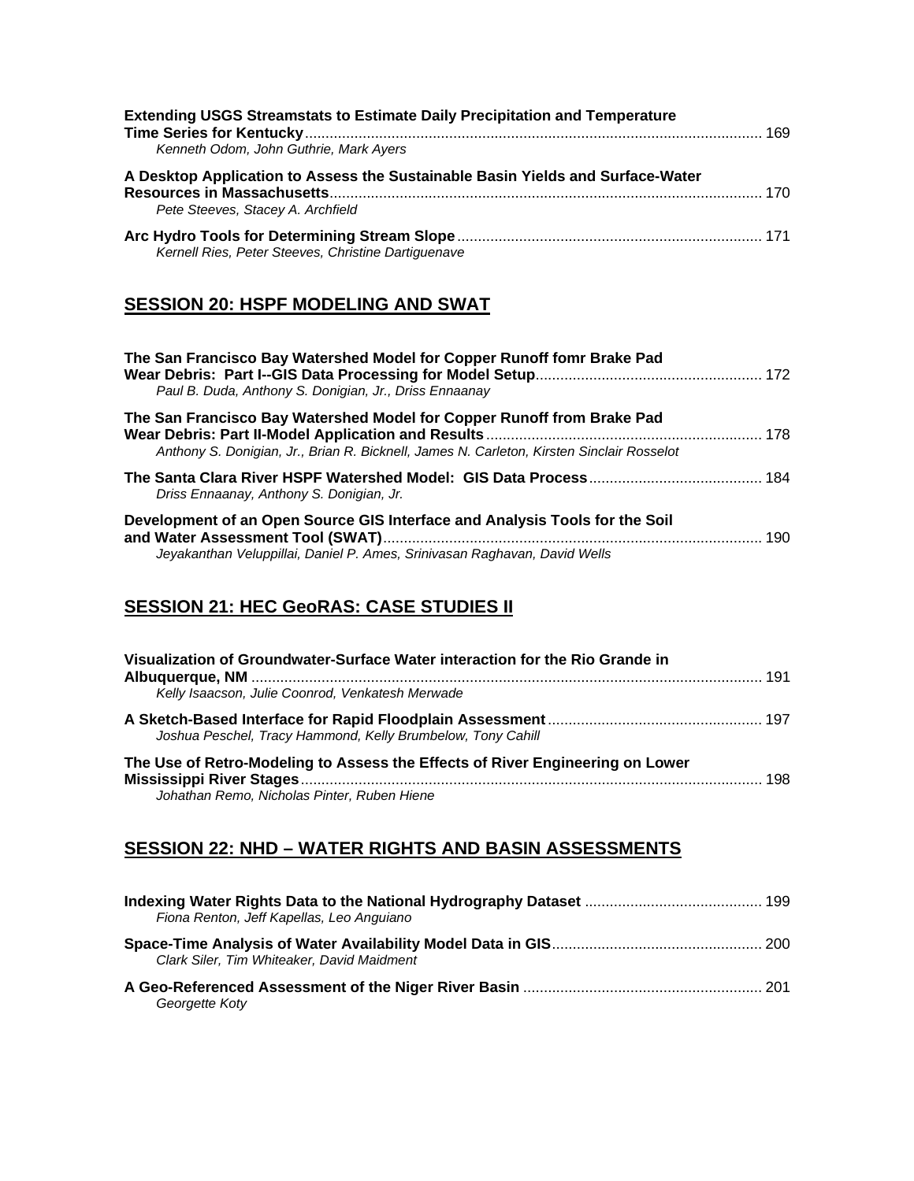**Extending USGS Streamstats to Estimate Daily Precipitation and Temperature Time Series for Kentucky**.............................................................................................................. 169
*Kenneth Odom, John Guthrie, Mark Ayers*

**A Desktop Application to Assess the Sustainable Basin Yields and Surface-Water Resources in Massachusetts**........................................................................................................ 170
*Pete Steeves, Stacey A. Archfield*

**Arc Hydro Tools for Determining Stream Slope**......................................................................... 171
*Kernell Ries, Peter Steeves, Christine Dartiguenave*

## SESSION 20: HSPF MODELING AND SWAT

**The San Francisco Bay Watershed Model for Copper Runoff fomr Brake Pad Wear Debris: Part I--GIS Data Processing for Model Setup**...................................................... 172
*Paul B. Duda, Anthony S. Donigian, Jr., Driss Ennaanay*

**The San Francisco Bay Watershed Model for Copper Runoff from Brake Pad Wear Debris: Part II-Model Application and Results**.................................................................. 178
*Anthony S. Donigian, Jr., Brian R. Bicknell, James N. Carleton, Kirsten Sinclair Rosselot*

**The Santa Clara River HSPF Watershed Model: GIS Data Process**.......................................... 184
*Driss Ennaanay, Anthony S. Donigian, Jr.*

**Development of an Open Source GIS Interface and Analysis Tools for the Soil and Water Assessment Tool (SWAT)**........................................................................................... 190
*Jeyakanthan Veluppillai, Daniel P. Ames, Srinivasan Raghavan, David Wells*

## SESSION 21: HEC GeoRAS: CASE STUDIES II

**Visualization of Groundwater-Surface Water interaction for the Rio Grande in Albuquerque, NM** ........................................................................................................................... 191
*Kelly Isaacson, Julie Coonrod, Venkatesh Merwade*

**A Sketch-Based Interface for Rapid Floodplain Assessment**.................................................... 197
*Joshua Peschel, Tracy Hammond, Kelly Brumbelow, Tony Cahill*

**The Use of Retro-Modeling to Assess the Effects of River Engineering on Lower Mississippi River Stages**................................................................................................................ 198
*Johathan Remo, Nicholas Pinter, Ruben Hiene*

## SESSION 22: NHD – WATER RIGHTS AND BASIN ASSESSMENTS

**Indexing Water Rights Data to the National Hydrography Dataset** ........................................... 199
*Fiona Renton, Jeff Kapellas, Leo Anguiano*

**Space-Time Analysis of Water Availability Model Data in GIS**................................................... 200
*Clark Siler, Tim Whiteaker, David Maidment*

**A Geo-Referenced Assessment of the Niger River Basin** .......................................................... 201
*Georgette Koty*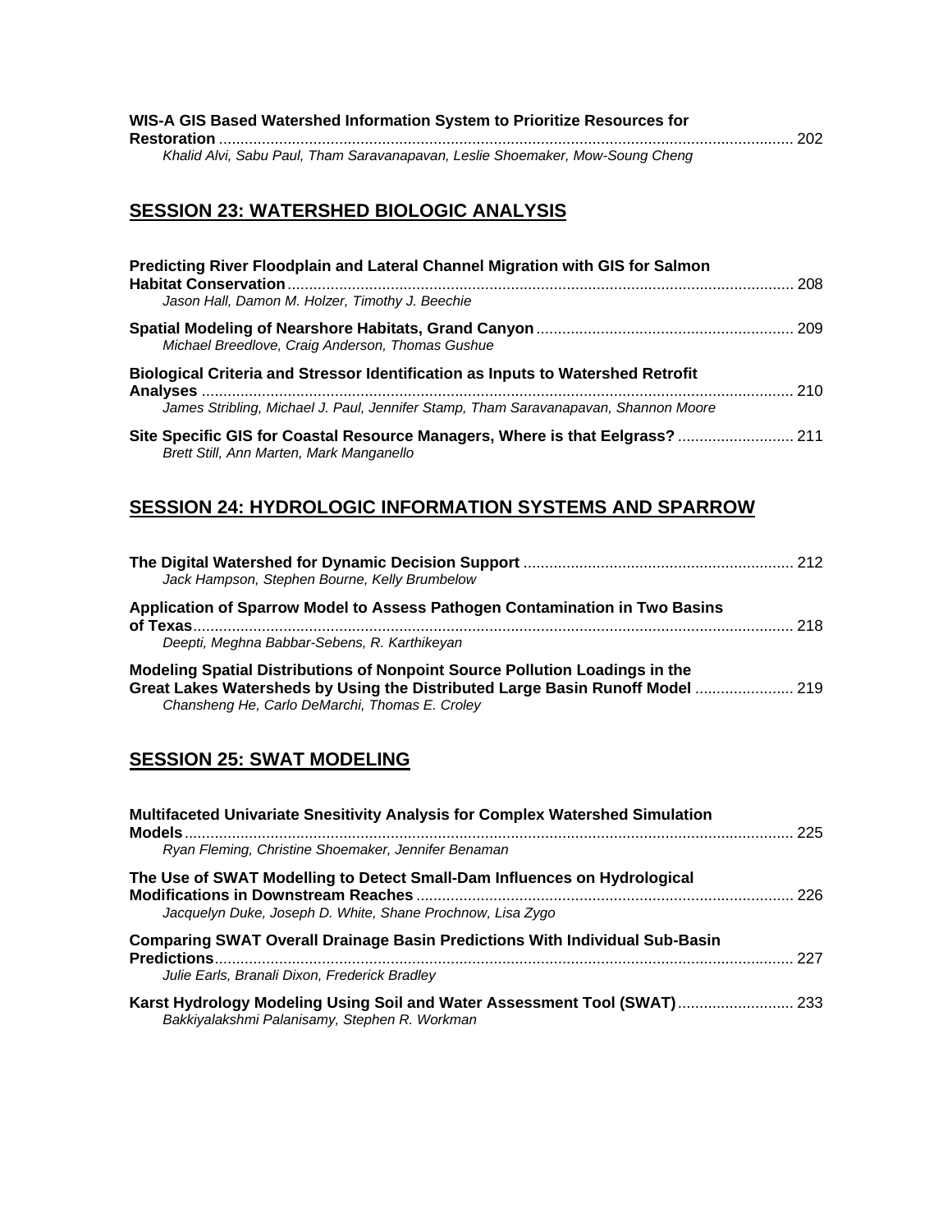**WIS-A GIS Based Watershed Information System to Prioritize Resources for Restoration** ..................................................................................................................................... 202
*Khalid Alvi, Sabu Paul, Tham Saravanapavan, Leslie Shoemaker, Mow-Soung Cheng*

## SESSION 23: WATERSHED BIOLOGIC ANALYSIS

**Predicting River Floodplain and Lateral Channel Migration with GIS for Salmon Habitat Conservation** ..................................................................................................................... 208
*Jason Hall, Damon M. Holzer, Timothy J. Beechie*

**Spatial Modeling of Nearshore Habitats, Grand Canyon** ........................................................... 209
*Michael Breedlove, Craig Anderson, Thomas Gushue*

**Biological Criteria and Stressor Identification as Inputs to Watershed Retrofit Analyses** ......................................................................................................................................... 210
*James Stribling, Michael J. Paul, Jennifer Stamp, Tham Saravanapavan, Shannon Moore*

**Site Specific GIS for Coastal Resource Managers, Where is that Eelgrass?** ........................... 211
*Brett Still, Ann Marten, Mark Manganello*

## SESSION 24: HYDROLOGIC INFORMATION SYSTEMS AND SPARROW

**The Digital Watershed for Dynamic Decision Support** .............................................................. 212
*Jack Hampson, Stephen Bourne, Kelly Brumbelow*

**Application of Sparrow Model to Assess Pathogen Contamination in Two Basins of Texas** ........................................................................................................................................... 218
*Deepti, Meghna Babbar-Sebens, R. Karthikeyan*

**Modeling Spatial Distributions of Nonpoint Source Pollution Loadings in the Great Lakes Watersheds by Using the Distributed Large Basin Runoff Model** ....................... 219
*Chansheng He, Carlo DeMarchi, Thomas E. Croley*

## SESSION 25: SWAT MODELING

**Multifaceted Univariate Snesitivity Analysis for Complex Watershed Simulation Models** ............................................................................................................................................. 225
*Ryan Fleming, Christine Shoemaker, Jennifer Benaman*

**The Use of SWAT Modelling to Detect Small-Dam Influences on Hydrological Modifications in Downstream Reaches** ....................................................................................... 226
*Jacquelyn Duke, Joseph D. White, Shane Prochnow, Lisa Zygo*

**Comparing SWAT Overall Drainage Basin Predictions With Individual Sub-Basin Predictions** ..................................................................................................................................... 227
*Julie Earls, Branali Dixon, Frederick Bradley*

**Karst Hydrology Modeling Using Soil and Water Assessment Tool (SWAT)** ........................... 233
*Bakkiyalakshmi Palanisamy, Stephen R. Workman*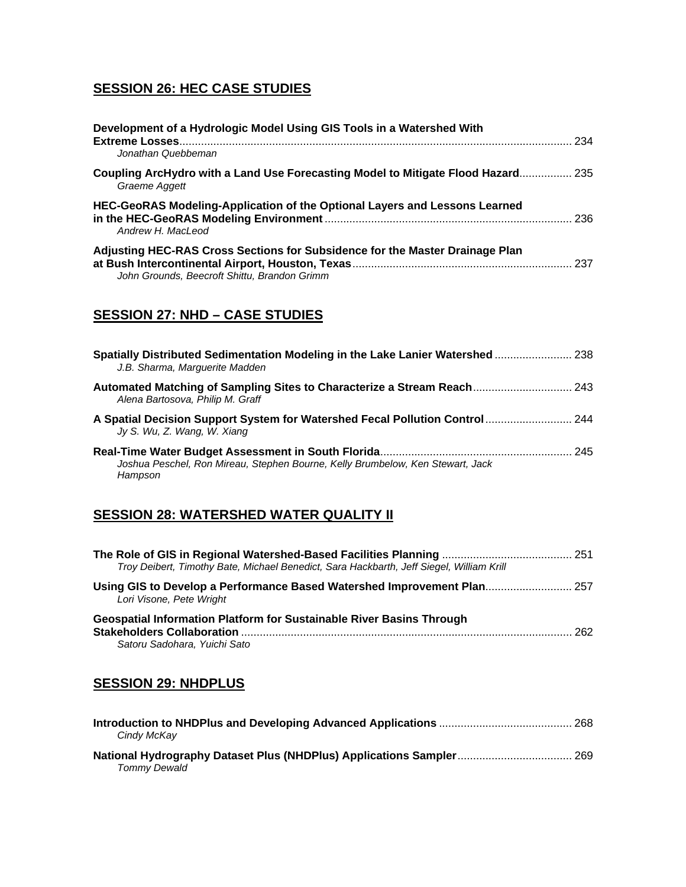## SESSION 26: HEC CASE STUDIES

**Development of a Hydrologic Model Using GIS Tools in a Watershed With Extreme Losses** .............................................................................................................. 234
*Jonathan Quebbeman*

**Coupling ArcHydro with a Land Use Forecasting Model to Mitigate Flood Hazard** ................. 235
*Graeme Aggett*

**HEC-GeoRAS Modeling-Application of the Optional Layers and Lessons Learned in the HEC-GeoRAS Modeling Environment** ............................................................................. 236
*Andrew H. MacLeod*

**Adjusting HEC-RAS Cross Sections for Subsidence for the Master Drainage Plan at Bush Intercontinental Airport, Houston, Texas** ...................................................................... 237
*John Grounds, Beecroft Shittu, Brandon Grimm*

## SESSION 27: NHD – CASE STUDIES

**Spatially Distributed Sedimentation Modeling in the Lake Lanier Watershed** ......................... 238
*J.B. Sharma, Marguerite Madden*

**Automated Matching of Sampling Sites to Characterize a Stream Reach** ................................ 243
*Alena Bartosova, Philip M. Graff*

**A Spatial Decision Support System for Watershed Fecal Pollution Control** ............................ 244
*Jy S. Wu, Z. Wang, W. Xiang*

**Real-Time Water Budget Assessment in South Florida** ............................................................ 245
*Joshua Peschel, Ron Mireau, Stephen Bourne, Kelly Brumbelow, Ken Stewart, Jack Hampson*

## SESSION 28: WATERSHED WATER QUALITY II

**The Role of GIS in Regional Watershed-Based Facilities Planning** .......................................... 251
*Troy Deibert, Timothy Bate, Michael Benedict, Sara Hackbarth, Jeff Siegel, William Krill*

**Using GIS to Develop a Performance Based Watershed Improvement Plan** ............................ 257
*Lori Visone, Pete Wright*

**Geospatial Information Platform for Sustainable River Basins Through Stakeholders Collaboration** .......................................................................................................... 262
*Satoru Sadohara, Yuichi Sato*

## SESSION 29: NHDPLUS

**Introduction to NHDPlus and Developing Advanced Applications** ........................................... 268
*Cindy McKay*

**National Hydrography Dataset Plus (NHDPlus) Applications Sampler** ..................................... 269
*Tommy Dewald*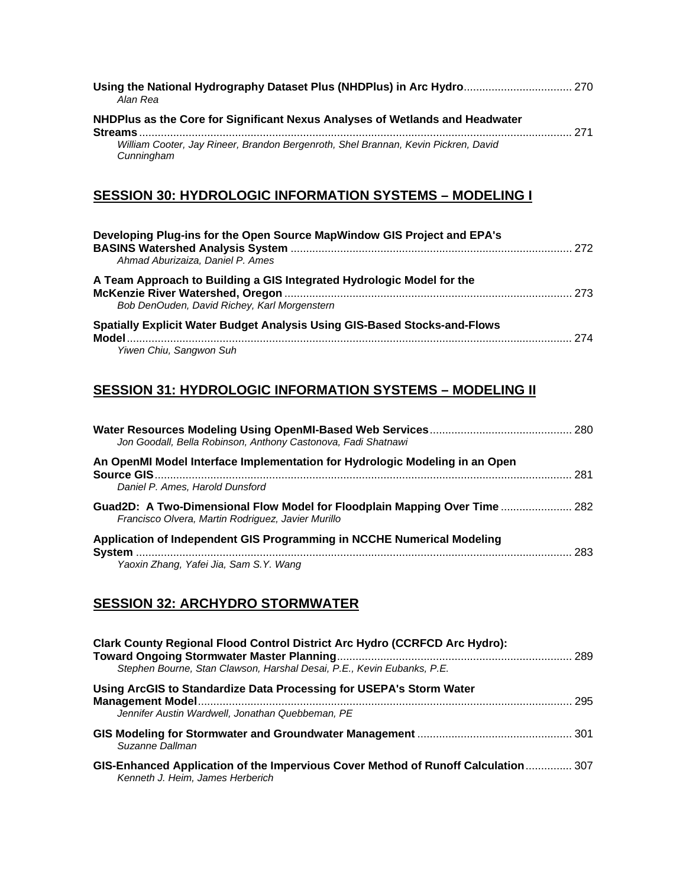**Using the National Hydrography Dataset Plus (NHDPlus) in Arc Hydro** .................................. 270
*Alan Rea*

**NHDPlus as the Core for Significant Nexus Analyses of Wetlands and Headwater Streams** .......................................................................................................................... 271
*William Cooter, Jay Rineer, Brandon Bergenroth, Shel Brannan, Kevin Pickren, David Cunningham*

## SESSION 30: HYDROLOGIC INFORMATION SYSTEMS – MODELING I

**Developing Plug-ins for the Open Source MapWindow GIS Project and EPA's BASINS Watershed Analysis System** .......................................................................................... 272
*Ahmad Aburizaiza, Daniel P. Ames*

**A Team Approach to Building a GIS Integrated Hydrologic Model for the McKenzie River Watershed, Oregon** ............................................................................................ 273
*Bob DenOuden, David Richey, Karl Morgenstern*

**Spatially Explicit Water Budget Analysis Using GIS-Based Stocks-and-Flows Model** ............................................................................................................................................... 274
*Yiwen Chiu, Sangwon Suh*

## SESSION 31: HYDROLOGIC INFORMATION SYSTEMS – MODELING II

**Water Resources Modeling Using OpenMI-Based Web Services** ............................................. 280
*Jon Goodall, Bella Robinson, Anthony Castonova, Fadi Shatnawi*

**An OpenMI Model Interface Implementation for Hydrologic Modeling in an Open Source GIS** ...................................................................................................................................... 281
*Daniel P. Ames, Harold Dunsford*

**Guad2D: A Two-Dimensional Flow Model for Floodplain Mapping Over Time** ....................... 282
*Francisco Olvera, Martin Rodriguez, Javier Murillo*

**Application of Independent GIS Programming in NCCHE Numerical Modeling System** ............................................................................................................................................ 283
*Yaoxin Zhang, Yafei Jia, Sam S.Y. Wang*

## SESSION 32: ARCHYDRO STORMWATER

**Clark County Regional Flood Control District Arc Hydro (CCRFCD Arc Hydro): Toward Ongoing Stormwater Master Planning** ........................................................................... 289
*Stephen Bourne, Stan Clawson, Harshal Desai, P.E., Kevin Eubanks, P.E.*

**Using ArcGIS to Standardize Data Processing for USEPA's Storm Water Management Model** ......................................................................................................................... 295
*Jennifer Austin Wardwell, Jonathan Quebbeman, PE*

**GIS Modeling for Stormwater and Groundwater Management** .................................................. 301
*Suzanne Dallman*

**GIS-Enhanced Application of the Impervious Cover Method of Runoff Calculation** ............... 307
*Kenneth J. Heim, James Herberich*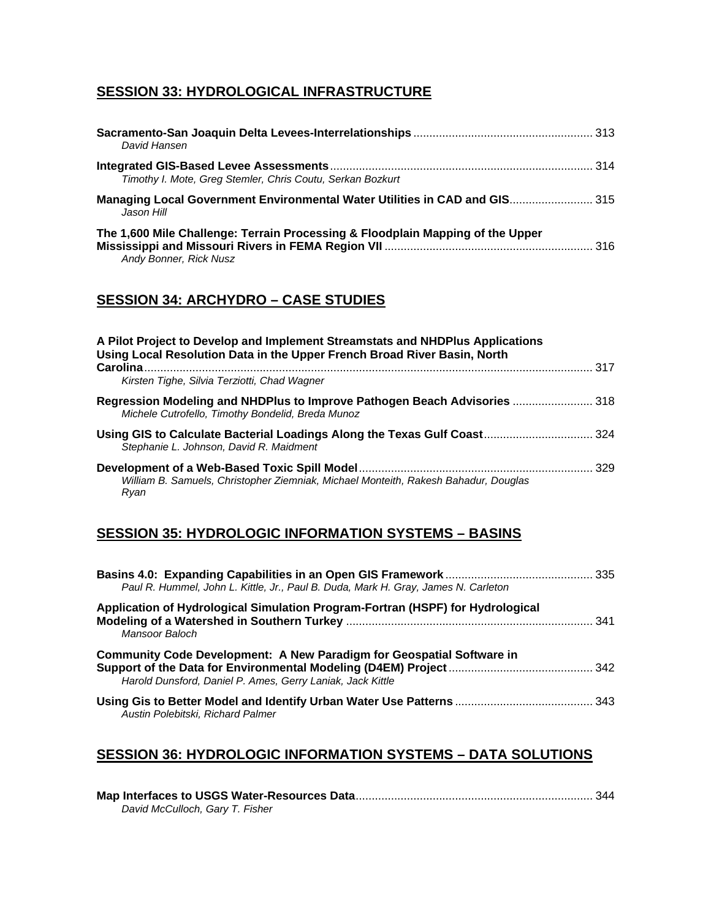## SESSION 33: HYDROLOGICAL INFRASTRUCTURE

**Sacramento-San Joaquin Delta Levees-Interrelationships** ........................................................ 313
*David Hansen*

**Integrated GIS-Based Levee Assessments** ................................................................................ 314
*Timothy I. Mote, Greg Stemler, Chris Coutu, Serkan Bozkurt*

**Managing Local Government Environmental Water Utilities in CAD and GIS**.......................... 315
*Jason Hill*

**The 1,600 Mile Challenge: Terrain Processing & Floodplain Mapping of the Upper Mississippi and Missouri Rivers in FEMA Region VII** ................................................................. 316
*Andy Bonner, Rick Nusz*

## SESSION 34: ARCHYDRO – CASE STUDIES

**A Pilot Project to Develop and Implement Streamstats and NHDPlus Applications Using Local Resolution Data in the Upper French Broad River Basin, North Carolina**............................................................................................................................................ 317
*Kirsten Tighe, Silvia Terziotti, Chad Wagner*

**Regression Modeling and NHDPlus to Improve Pathogen Beach Advisories** ......................... 318
*Michele Cutrofello, Timothy Bondelid, Breda Munoz*

**Using GIS to Calculate Bacterial Loadings Along the Texas Gulf Coast**.................................. 324
*Stephanie L. Johnson, David R. Maidment*

**Development of a Web-Based Toxic Spill Model**......................................................................... 329
*William B. Samuels, Christopher Ziemniak, Michael Monteith, Rakesh Bahadur, Douglas Ryan*

## SESSION 35: HYDROLOGIC INFORMATION SYSTEMS – BASINS

**Basins 4.0: Expanding Capabilities in an Open GIS Framework**............................................. 335
*Paul R. Hummel, John L. Kittle, Jr., Paul B. Duda, Mark H. Gray, James N. Carleton*

**Application of Hydrological Simulation Program-Fortran (HSPF) for Hydrological Modeling of a Watershed in Southern Turkey** ............................................................................ 341
*Mansoor Baloch*

**Community Code Development: A New Paradigm for Geospatial Software in Support of the Data for Environmental Modeling (D4EM) Project**............................................ 342
*Harold Dunsford, Daniel P. Ames, Gerry Laniak, Jack Kittle*

**Using Gis to Better Model and Identify Urban Water Use Patterns**........................................... 343
*Austin Polebitski, Richard Palmer*

## SESSION 36: HYDROLOGIC INFORMATION SYSTEMS – DATA SOLUTIONS

**Map Interfaces to USGS Water-Resources Data**.......................................................................... 344
*David McCulloch, Gary T. Fisher*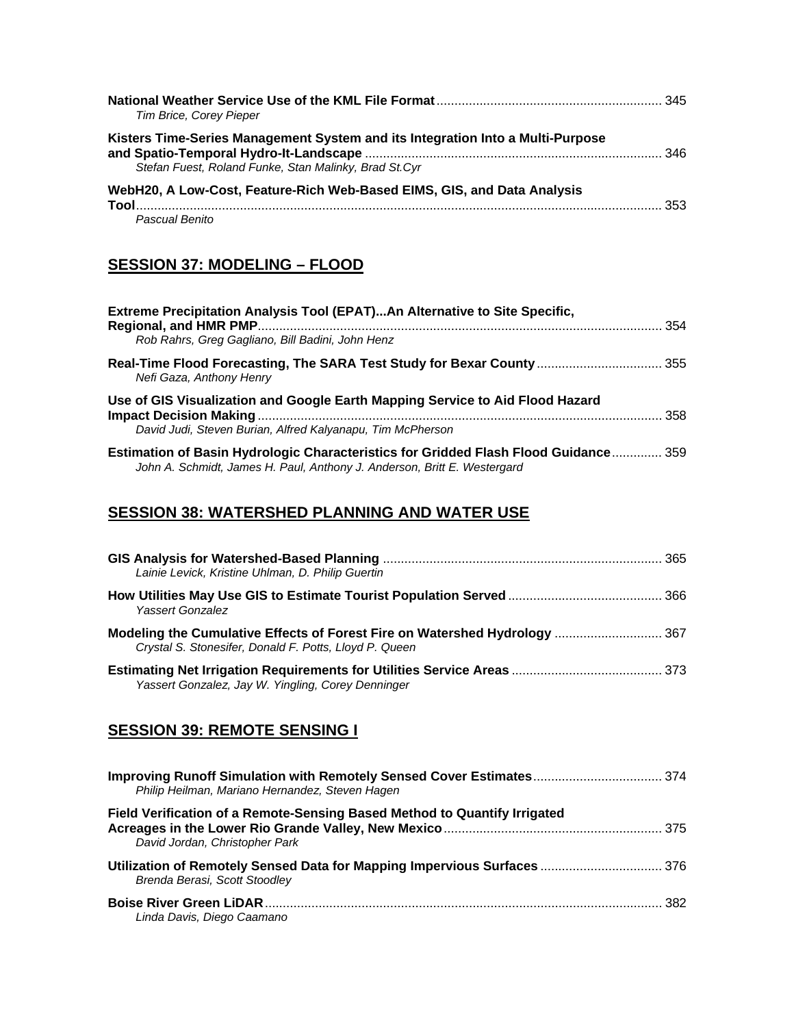**National Weather Service Use of the KML File Format** .............................................................. 345
*Tim Brice, Corey Pieper*

**Kisters Time-Series Management System and its Integration Into a Multi-Purpose and Spatio-Temporal Hydro-It-Landscape** .................................................................................. 346
*Stefan Fuest, Roland Funke, Stan Malinky, Brad St.Cyr*

**WebH20, A Low-Cost, Feature-Rich Web-Based EIMS, GIS, and Data Analysis Tool** ................................................................................................................................ 353
*Pascual Benito*

## SESSION 37: MODELING – FLOOD

**Extreme Precipitation Analysis Tool (EPAT)...An Alternative to Site Specific, Regional, and HMR PMP** ................................................................................................................ 354
*Rob Rahrs, Greg Gagliano, Bill Badini, John Henz*

**Real-Time Flood Forecasting, The SARA Test Study for Bexar County** .................................. 355
*Nefi Gaza, Anthony Henry*

**Use of GIS Visualization and Google Earth Mapping Service to Aid Flood Hazard Impact Decision Making** ................................................................................................................ 358
*David Judi, Steven Burian, Alfred Kalyanapu, Tim McPherson*

**Estimation of Basin Hydrologic Characteristics for Gridded Flash Flood Guidance** ............. 359
*John A. Schmidt, James H. Paul, Anthony J. Anderson, Britt E. Westergard*

## SESSION 38: WATERSHED PLANNING AND WATER USE

**GIS Analysis for Watershed-Based Planning** ............................................................................. 365
*Lainie Levick, Kristine Uhlman, D. Philip Guertin*

**How Utilities May Use GIS to Estimate Tourist Population Served** .......................................... 366
*Yassert Gonzalez*

**Modeling the Cumulative Effects of Forest Fire on Watershed Hydrology** ............................. 367
*Crystal S. Stonesifer, Donald F. Potts, Lloyd P. Queen*

**Estimating Net Irrigation Requirements for Utilities Service Areas** .......................................... 373
*Yassert Gonzalez, Jay W. Yingling, Corey Denninger*

## SESSION 39: REMOTE SENSING I

**Improving Runoff Simulation with Remotely Sensed Cover Estimates** .................................... 374
*Philip Heilman, Mariano Hernandez, Steven Hagen*

**Field Verification of a Remote-Sensing Based Method to Quantify Irrigated Acreages in the Lower Rio Grande Valley, New Mexico** ............................................................ 375
*David Jordan, Christopher Park*

**Utilization of Remotely Sensed Data for Mapping Impervious Surfaces** ................................. 376
*Brenda Berasi, Scott Stoodley*

**Boise River Green LiDAR** ............................................................................................................. 382
*Linda Davis, Diego Caamano*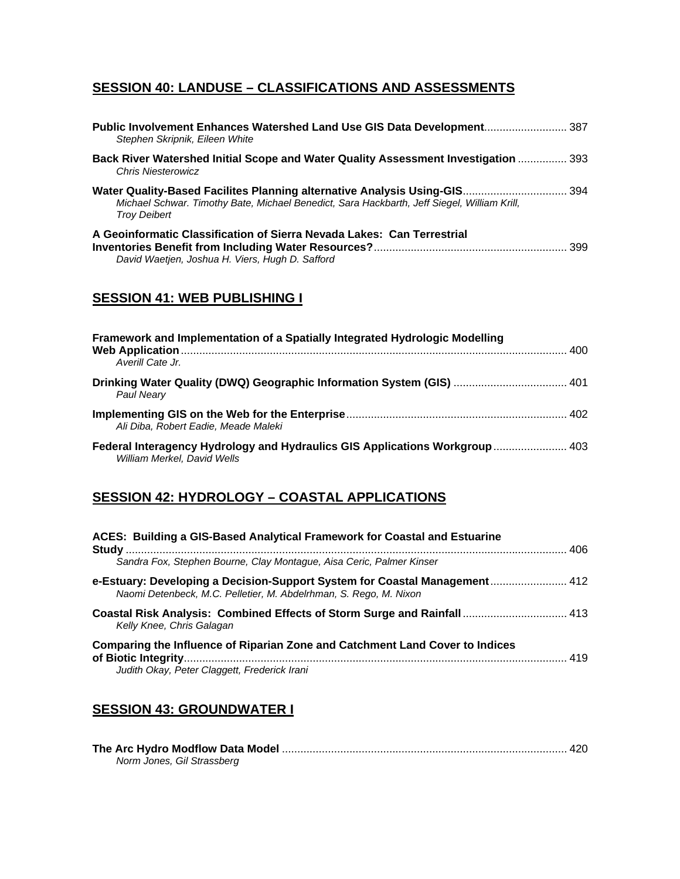## SESSION 40: LANDUSE – CLASSIFICATIONS AND ASSESSMENTS

**Public Involvement Enhances Watershed Land Use GIS Data Development** ........................... 387
*Stephen Skripnik, Eileen White*

**Back River Watershed Initial Scope and Water Quality Assessment Investigation** ................ 393
*Chris Niesterowicz*

**Water Quality-Based Facilites Planning alternative Analysis Using-GIS** ................................. 394
*Michael Schwar. Timothy Bate, Michael Benedict, Sara Hackbarth, Jeff Siegel, William Krill, Troy Deibert*

**A Geoinformatic Classification of Sierra Nevada Lakes: Can Terrestrial Inventories Benefit from Including Water Resources?** .............................................................. 399
*David Waetjen, Joshua H. Viers, Hugh D. Safford*

## SESSION 41: WEB PUBLISHING I

**Framework and Implementation of a Spatially Integrated Hydrologic Modelling Web Application** ............................................................................................................................. 400
*Averill Cate Jr.*

**Drinking Water Quality (DWQ) Geographic Information System (GIS)** ..................................... 401
*Paul Neary*

**Implementing GIS on the Web for the Enterprise** ....................................................................... 402
*Ali Diba, Robert Eadie, Meade Maleki*

**Federal Interagency Hydrology and Hydraulics GIS Applications Workgroup** ........................ 403
*William Merkel, David Wells*

## SESSION 42: HYDROLOGY – COASTAL APPLICATIONS

**ACES: Building a GIS-Based Analytical Framework for Coastal and Estuarine Study** .............................................................................................................................................. 406
*Sandra Fox, Stephen Bourne, Clay Montague, Aisa Ceric, Palmer Kinser*

**e-Estuary: Developing a Decision-Support System for Coastal Management** ......................... 412
*Naomi Detenbeck, M.C. Pelletier, M. Abdelrhman, S. Rego, M. Nixon*

**Coastal Risk Analysis: Combined Effects of Storm Surge and Rainfall** .................................. 413
*Kelly Knee, Chris Galagan*

**Comparing the Influence of Riparian Zone and Catchment Land Cover to Indices of Biotic Integrity** ............................................................................................................................ 419
*Judith Okay, Peter Claggett, Frederick Irani*

## SESSION 43: GROUNDWATER I

**The Arc Hydro Modflow Data Model** ............................................................................................ 420
*Norm Jones, Gil Strassberg*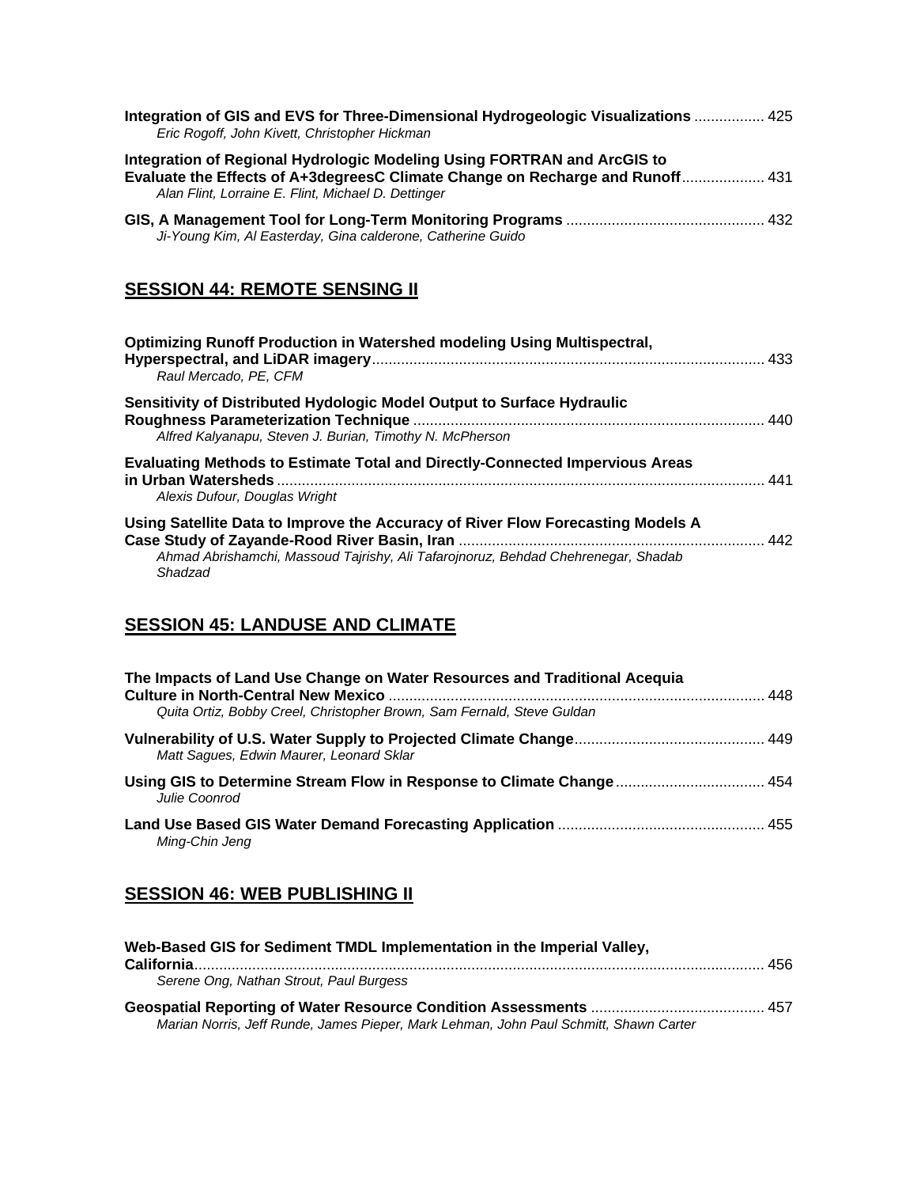**Integration of GIS and EVS for Three-Dimensional Hydrogeologic Visualizations** ................. 425
*Eric Rogoff, John Kivett, Christopher Hickman*

**Integration of Regional Hydrologic Modeling Using FORTRAN and ArcGIS to Evaluate the Effects of A+3degreesC Climate Change on Recharge and Runoff** .................... 431
*Alan Flint, Lorraine E. Flint, Michael D. Dettinger*

**GIS, A Management Tool for Long-Term Monitoring Programs** ................................................ 432
*Ji-Young Kim, Al Easterday, Gina calderone, Catherine Guido*

## SESSION 44: REMOTE SENSING II

**Optimizing Runoff Production in Watershed modeling Using Multispectral, Hyperspectral, and LiDAR imagery** .............................................................................................. 433
*Raul Mercado, PE, CFM*

**Sensitivity of Distributed Hydrologic Model Output to Surface Hydraulic Roughness Parameterization Technique** .................................................................................... 440
*Alfred Kalyanapu, Steven J. Burian, Timothy N. McPherson*

**Evaluating Methods to Estimate Total and Directly-Connected Impervious Areas in Urban Watersheds** ..................................................................................................................... 441
*Alexis Dufour, Douglas Wright*

**Using Satellite Data to Improve the Accuracy of River Flow Forecasting Models A Case Study of Zayande-Rood River Basin, Iran** ......................................................................... 442
*Ahmad Abrishamchi, Massoud Tajrishy, Ali Tafarojnoruz, Behdad Chehrenegar, Shadab Shadzad*

## SESSION 45: LANDUSE AND CLIMATE

**The Impacts of Land Use Change on Water Resources and Traditional Acequia Culture in North-Central New Mexico** .......................................................................................... 448
*Quita Ortiz, Bobby Creel, Christopher Brown, Sam Fernald, Steve Guldan*

**Vulnerability of U.S. Water Supply to Projected Climate Change** ............................................. 449
*Matt Sagues, Edwin Maurer, Leonard Sklar*

**Using GIS to Determine Stream Flow in Response to Climate Change** .................................... 454
*Julie Coonrod*

**Land Use Based GIS Water Demand Forecasting Application** .................................................. 455
*Ming-Chin Jeng*

## SESSION 46: WEB PUBLISHING II

**Web-Based GIS for Sediment TMDL Implementation in the Imperial Valley, California** ........................................................................................................................................ 456
*Serene Ong, Nathan Strout, Paul Burgess*

**Geospatial Reporting of Water Resource Condition Assessments** .......................................... 457
*Marian Norris, Jeff Runde, James Pieper, Mark Lehman, John Paul Schmitt, Shawn Carter*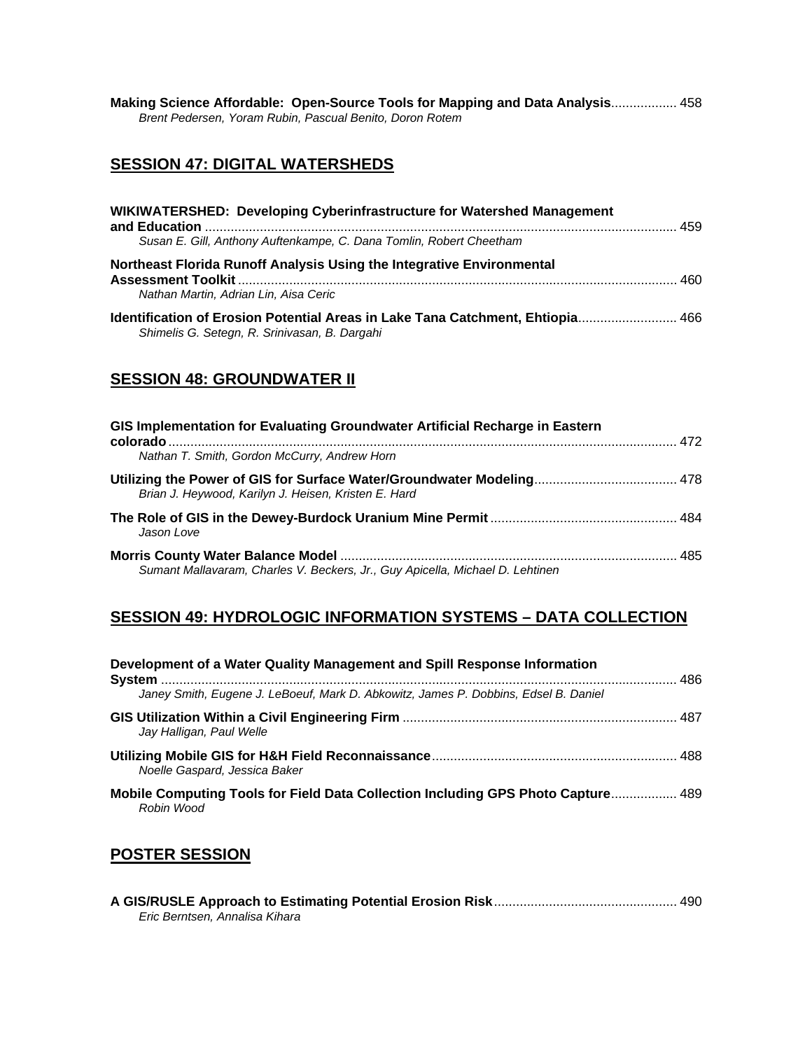**Making Science Affordable: Open-Source Tools for Mapping and Data Analysis**.................. 458
*Brent Pedersen, Yoram Rubin, Pascual Benito, Doron Rotem*

## SESSION 47: DIGITAL WATERSHEDS

**WIKIWATERSHED: Developing Cyberinfrastructure for Watershed Management and Education** .................................................................................................................................. 459
*Susan E. Gill, Anthony Auftenkampe, C. Dana Tomlin, Robert Cheetham*

**Northeast Florida Runoff Analysis Using the Integrative Environmental Assessment Toolkit** ....................................................................................................................... 460
*Nathan Martin, Adrian Lin, Aisa Ceric*

**Identification of Erosion Potential Areas in Lake Tana Catchment, Ehtiopia**........................... 466
*Shimelis G. Setegn, R. Srinivasan, B. Dargahi*

## SESSION 48: GROUNDWATER II

**GIS Implementation for Evaluating Groundwater Artificial Recharge in Eastern colorado** .......................................................................................................................................... 472
*Nathan T. Smith, Gordon McCurry, Andrew Horn*

**Utilizing the Power of GIS for Surface Water/Groundwater Modeling**....................................... 478
*Brian J. Heywood, Karilyn J. Heisen, Kristen E. Hard*

**The Role of GIS in the Dewey-Burdock Uranium Mine Permit** .................................................. 484
*Jason Love*

**Morris County Water Balance Model** ........................................................................................... 485
*Sumant Mallavaram, Charles V. Beckers, Jr., Guy Apicella, Michael D. Lehtinen*

## SESSION 49: HYDROLOGIC INFORMATION SYSTEMS – DATA COLLECTION

**Development of a Water Quality Management and Spill Response Information System** ............................................................................................................................................ 486
*Janey Smith, Eugene J. LeBoeuf, Mark D. Abkowitz, James P. Dobbins, Edsel B. Daniel*

**GIS Utilization Within a Civil Engineering Firm** .......................................................................... 487
*Jay Halligan, Paul Welle*

**Utilizing Mobile GIS for H&H Field Reconnaissance**.................................................................. 488
*Noelle Gaspard, Jessica Baker*

**Mobile Computing Tools for Field Data Collection Including GPS Photo Capture**.................. 489
*Robin Wood*

## POSTER SESSION

**A GIS/RUSLE Approach to Estimating Potential Erosion Risk**................................................. 490
*Eric Berntsen, Annalisa Kihara*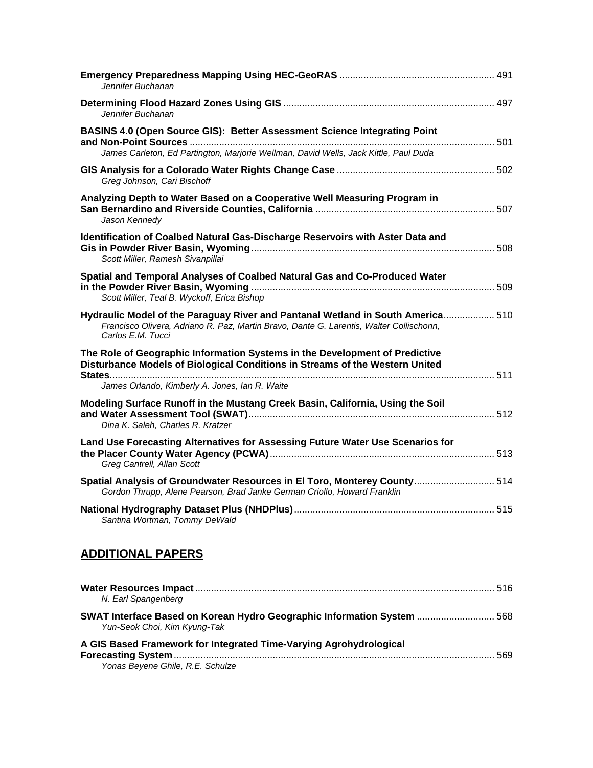**Emergency Preparedness Mapping Using HEC-GeoRAS** ........................................................ 491
*Jennifer Buchanan*

**Determining Flood Hazard Zones Using GIS** .............................................................................. 497
*Jennifer Buchanan*

**BASINS 4.0 (Open Source GIS): Better Assessment Science Integrating Point and Non-Point Sources** ................................................................................................................. 501
*James Carleton, Ed Partington, Marjorie Wellman, David Wells, Jack Kittle, Paul Duda*

**GIS Analysis for a Colorado Water Rights Change Case** .......................................................... 502
*Greg Johnson, Cari Bischoff*

**Analyzing Depth to Water Based on a Cooperative Well Measuring Program in San Bernardino and Riverside Counties, California** .................................................................. 507
*Jason Kennedy*

**Identification of Coalbed Natural Gas-Discharge Reservoirs with Aster Data and Gis in Powder River Basin, Wyoming** .......................................................................................... 508
*Scott Miller, Ramesh Sivanpillai*

**Spatial and Temporal Analyses of Coalbed Natural Gas and Co-Produced Water in the Powder River Basin, Wyoming** ........................................................................................... 509
*Scott Miller, Teal B. Wyckoff, Erica Bishop*

**Hydraulic Model of the Paraguay River and Pantanal Wetland in South America**.................. 510
*Francisco Olivera, Adriano R. Paz, Martin Bravo, Dante G. Larentis, Walter Collischonn, Carlos E.M. Tucci*

**The Role of Geographic Information Systems in the Development of Predictive Disturbance Models of Biological Conditions in Streams of the Western United States**.............................................................................................................................. 511
*James Orlando, Kimberly A. Jones, Ian R. Waite*

**Modeling Surface Runoff in the Mustang Creek Basin, California, Using the Soil and Water Assessment Tool (SWAT)**........................................................................................... 512
*Dina K. Saleh, Charles R. Kratzer*

**Land Use Forecasting Alternatives for Assessing Future Water Use Scenarios for the Placer County Water Agency (PCWA)**................................................................................... 513
*Greg Cantrell, Allan Scott*

**Spatial Analysis of Groundwater Resources in El Toro, Monterey County**............................. 514
*Gordon Thrupp, Alene Pearson, Brad Janke German Criollo, Howard Franklin*

**National Hydrography Dataset Plus (NHDPlus)**.......................................................................... 515
*Santina Wortman, Tommy DeWald*

## ADDITIONAL PAPERS

**Water Resources Impact**............................................................................................................... 516
*N. Earl Spangenberg*

**SWAT Interface Based on Korean Hydro Geographic Information System** ............................ 568
*Yun-Seok Choi, Kim Kyung-Tak*

**A GIS Based Framework for Integrated Time-Varying Agrohydrological Forecasting System**....................................................................................................................... 569
*Yonas Beyene Ghile, R.E. Schulze*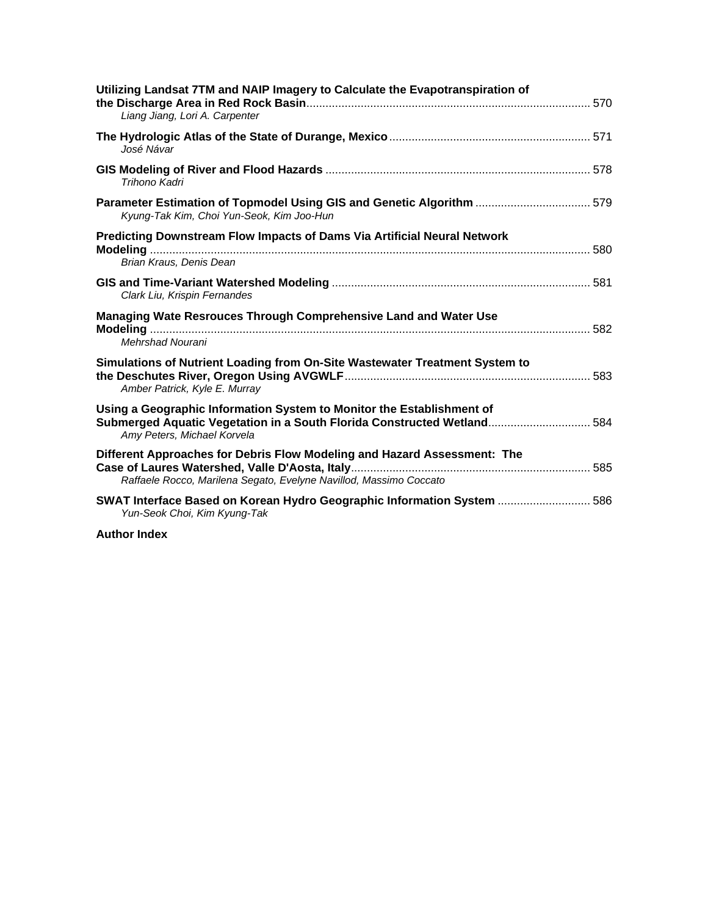**Utilizing Landsat 7TM and NAIP Imagery to Calculate the Evapotranspiration of the Discharge Area in Red Rock Basin** ........ 570
*Liang Jiang, Lori A. Carpenter*

**The Hydrologic Atlas of the State of Durange, Mexico** ........ 571
*José Návar*

**GIS Modeling of River and Flood Hazards** ........ 578
*Trihono Kadri*

**Parameter Estimation of Topmodel Using GIS and Genetic Algorithm** ........ 579
*Kyung-Tak Kim, Choi Yun-Seok, Kim Joo-Hun*

**Predicting Downstream Flow Impacts of Dams Via Artificial Neural Network Modeling** ........ 580
*Brian Kraus, Denis Dean*

**GIS and Time-Variant Watershed Modeling** ........ 581
*Clark Liu, Krispin Fernandes*

**Managing Wate Resrouces Through Comprehensive Land and Water Use Modeling** ........ 582
*Mehrshad Nourani*

**Simulations of Nutrient Loading from On-Site Wastewater Treatment System to the Deschutes River, Oregon Using AVGWLF** ........ 583
*Amber Patrick, Kyle E. Murray*

**Using a Geographic Information System to Monitor the Establishment of Submerged Aquatic Vegetation in a South Florida Constructed Wetland** ........ 584
*Amy Peters, Michael Korvela*

**Different Approaches for Debris Flow Modeling and Hazard Assessment: The Case of Laures Watershed, Valle D'Aosta, Italy** ........ 585
*Raffaele Rocco, Marilena Segato, Evelyne Navillod, Massimo Coccato*

**SWAT Interface Based on Korean Hydro Geographic Information System** ........ 586
*Yun-Seok Choi, Kim Kyung-Tak*

**Author Index**